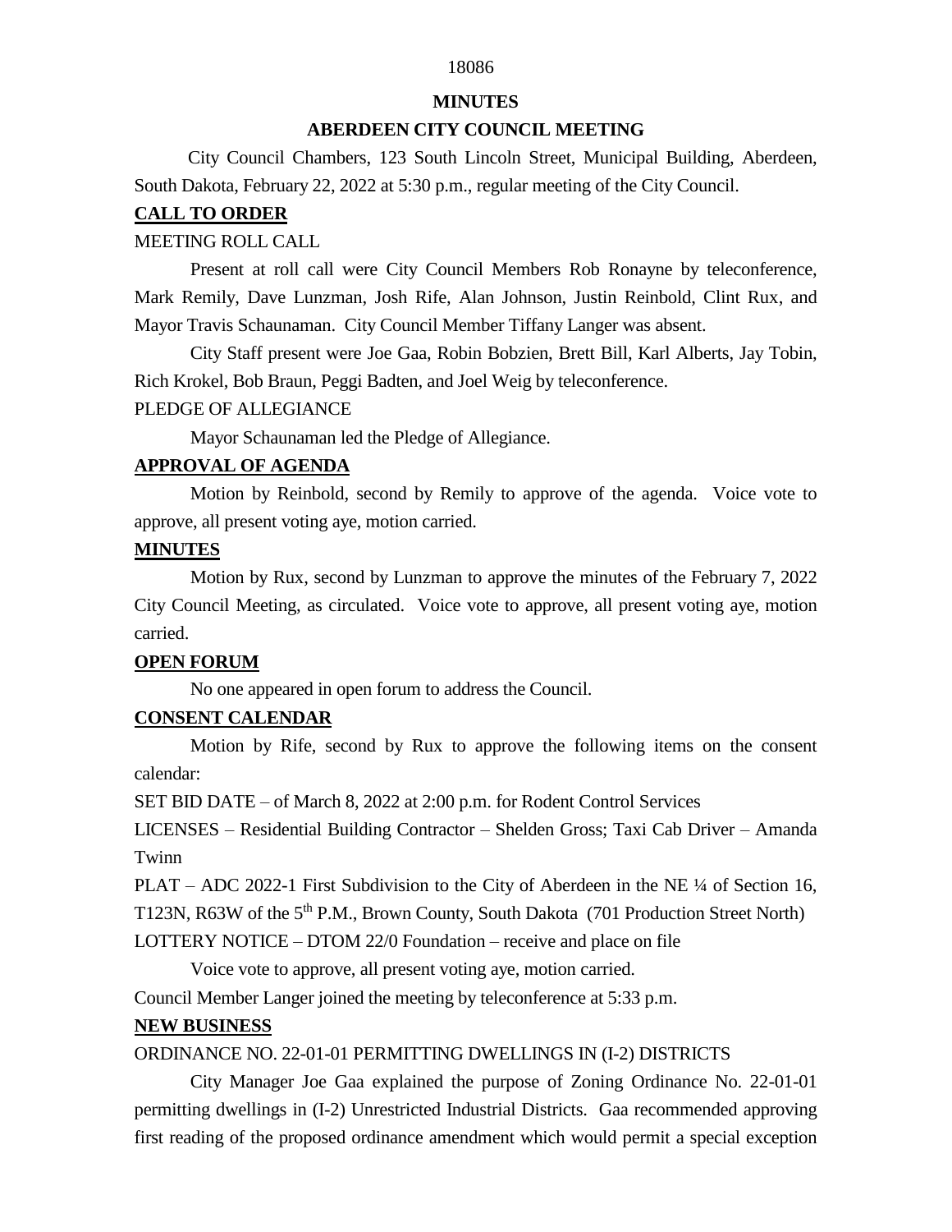**MINUTES**

**ABERDEEN CITY COUNCIL MEETING**

City Council Chambers, 123 South Lincoln Street, Municipal Building, Aberdeen, South Dakota, February 22, 2022 at 5:30 p.m., regular meeting of the City Council.

## CALL TO ORDER

MEETING ROLL CALL

Present at roll call were City Council Members Rob Ronayne by teleconference, Mark Remily, Dave Lunzman, Josh Rife, Alan Johnson, Justin Reinbold, Clint Rux, and Mayor Travis Schaunaman. City Council Member Tiffany Langer was absent.

City Staff present were Joe Gaa, Robin Bobzien, Brett Bill, Karl Alberts, Jay Tobin, Rich Krokel, Bob Braun, Peggi Badten, and Joel Weig by teleconference.

PLEDGE OF ALLEGIANCE

Mayor Schaunaman led the Pledge of Allegiance.

## APPROVAL OF AGENDA

Motion by Reinbold, second by Remily to approve of the agenda. Voice vote to approve, all present voting aye, motion carried.

## MINUTES

Motion by Rux, second by Lunzman to approve the minutes of the February 7, 2022 City Council Meeting, as circulated. Voice vote to approve, all present voting aye, motion carried.

## OPEN FORUM

No one appeared in open forum to address the Council.

## CONSENT CALENDAR

Motion by Rife, second by Rux to approve the following items on the consent calendar:

SET BID DATE – of March 8, 2022 at 2:00 p.m. for Rodent Control Services

LICENSES – Residential Building Contractor – Shelden Gross; Taxi Cab Driver – Amanda Twinn

PLAT – ADC 2022-1 First Subdivision to the City of Aberdeen in the NE ¼ of Section 16, T123N, R63W of the 5th P.M., Brown County, South Dakota (701 Production Street North)

LOTTERY NOTICE – DTOM 22/0 Foundation – receive and place on file

Voice vote to approve, all present voting aye, motion carried.

Council Member Langer joined the meeting by teleconference at 5:33 p.m.

## NEW BUSINESS

ORDINANCE NO. 22-01-01 PERMITTING DWELLINGS IN (I-2) DISTRICTS

City Manager Joe Gaa explained the purpose of Zoning Ordinance No. 22-01-01 permitting dwellings in (I-2) Unrestricted Industrial Districts. Gaa recommended approving first reading of the proposed ordinance amendment which would permit a special exception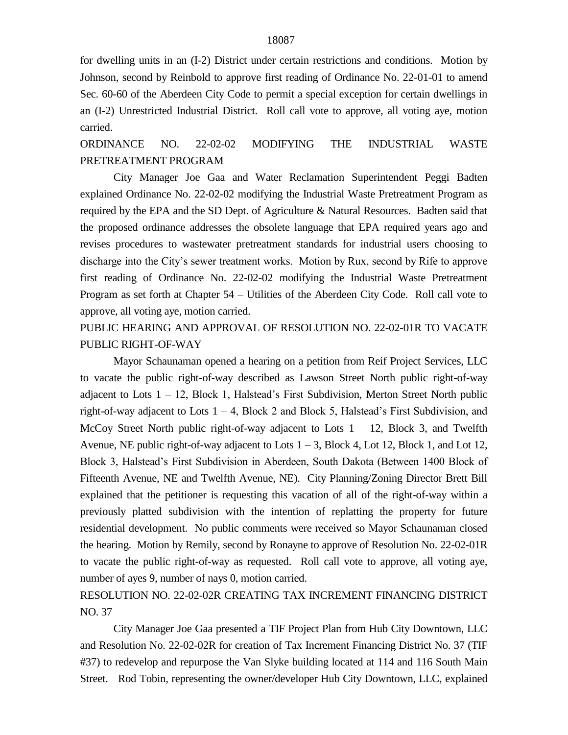for dwelling units in an (I-2) District under certain restrictions and conditions. Motion by Johnson, second by Reinbold to approve first reading of Ordinance No. 22-01-01 to amend Sec. 60-60 of the Aberdeen City Code to permit a special exception for certain dwellings in an (I-2) Unrestricted Industrial District. Roll call vote to approve, all voting aye, motion carried.

ORDINANCE NO. 22-02-02 MODIFYING THE INDUSTRIAL WASTE PRETREATMENT PROGRAM

City Manager Joe Gaa and Water Reclamation Superintendent Peggi Badten explained Ordinance No. 22-02-02 modifying the Industrial Waste Pretreatment Program as required by the EPA and the SD Dept. of Agriculture & Natural Resources. Badten said that the proposed ordinance addresses the obsolete language that EPA required years ago and revises procedures to wastewater pretreatment standards for industrial users choosing to discharge into the City's sewer treatment works. Motion by Rux, second by Rife to approve first reading of Ordinance No. 22-02-02 modifying the Industrial Waste Pretreatment Program as set forth at Chapter 54 – Utilities of the Aberdeen City Code. Roll call vote to approve, all voting aye, motion carried.

PUBLIC HEARING AND APPROVAL OF RESOLUTION NO. 22-02-01R TO VACATE PUBLIC RIGHT-OF-WAY

Mayor Schaunaman opened a hearing on a petition from Reif Project Services, LLC to vacate the public right-of-way described as Lawson Street North public right-of-way adjacent to Lots 1 – 12, Block 1, Halstead's First Subdivision, Merton Street North public right-of-way adjacent to Lots 1 – 4, Block 2 and Block 5, Halstead's First Subdivision, and McCoy Street North public right-of-way adjacent to Lots 1 – 12, Block 3, and Twelfth Avenue, NE public right-of-way adjacent to Lots 1 – 3, Block 4, Lot 12, Block 1, and Lot 12, Block 3, Halstead's First Subdivision in Aberdeen, South Dakota (Between 1400 Block of Fifteenth Avenue, NE and Twelfth Avenue, NE). City Planning/Zoning Director Brett Bill explained that the petitioner is requesting this vacation of all of the right-of-way within a previously platted subdivision with the intention of replatting the property for future residential development. No public comments were received so Mayor Schaunaman closed the hearing. Motion by Remily, second by Ronayne to approve of Resolution No. 22-02-01R to vacate the public right-of-way as requested. Roll call vote to approve, all voting aye, number of ayes 9, number of nays 0, motion carried.

RESOLUTION NO. 22-02-02R CREATING TAX INCREMENT FINANCING DISTRICT NO. 37

City Manager Joe Gaa presented a TIF Project Plan from Hub City Downtown, LLC and Resolution No. 22-02-02R for creation of Tax Increment Financing District No. 37 (TIF #37) to redevelop and repurpose the Van Slyke building located at 114 and 116 South Main Street. Rod Tobin, representing the owner/developer Hub City Downtown, LLC, explained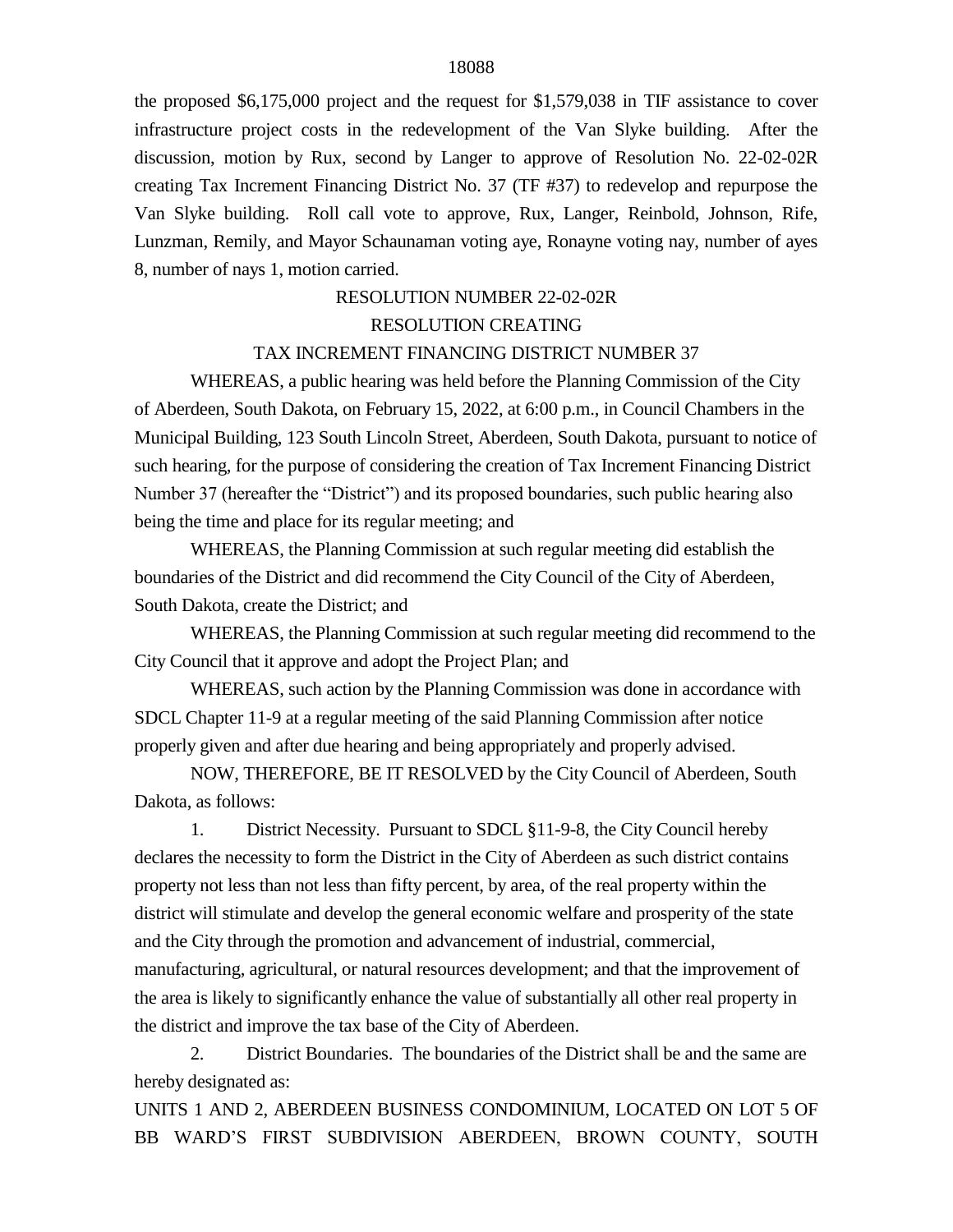the proposed $6,175,000 project and the request for $1,579,038 in TIF assistance to cover infrastructure project costs in the redevelopment of the Van Slyke building. After the discussion, motion by Rux, second by Langer to approve of Resolution No. 22-02-02R creating Tax Increment Financing District No. 37 (TF #37) to redevelop and repurpose the Van Slyke building. Roll call vote to approve, Rux, Langer, Reinbold, Johnson, Rife, Lunzman, Remily, and Mayor Schaunaman voting aye, Ronayne voting nay, number of ayes 8, number of nays 1, motion carried.

RESOLUTION NUMBER 22-02-02R

RESOLUTION CREATING

TAX INCREMENT FINANCING DISTRICT NUMBER 37

WHEREAS, a public hearing was held before the Planning Commission of the City of Aberdeen, South Dakota, on February 15, 2022, at 6:00 p.m., in Council Chambers in the Municipal Building, 123 South Lincoln Street, Aberdeen, South Dakota, pursuant to notice of such hearing, for the purpose of considering the creation of Tax Increment Financing District Number 37 (hereafter the "District") and its proposed boundaries, such public hearing also being the time and place for its regular meeting; and

WHEREAS, the Planning Commission at such regular meeting did establish the boundaries of the District and did recommend the City Council of the City of Aberdeen, South Dakota, create the District; and

WHEREAS, the Planning Commission at such regular meeting did recommend to the City Council that it approve and adopt the Project Plan; and

WHEREAS, such action by the Planning Commission was done in accordance with SDCL Chapter 11-9 at a regular meeting of the said Planning Commission after notice properly given and after due hearing and being appropriately and properly advised.

NOW, THEREFORE, BE IT RESOLVED by the City Council of Aberdeen, South Dakota, as follows:

1. District Necessity. Pursuant to SDCL §11-9-8, the City Council hereby declares the necessity to form the District in the City of Aberdeen as such district contains property not less than not less than fifty percent, by area, of the real property within the district will stimulate and develop the general economic welfare and prosperity of the state and the City through the promotion and advancement of industrial, commercial, manufacturing, agricultural, or natural resources development; and that the improvement of the area is likely to significantly enhance the value of substantially all other real property in the district and improve the tax base of the City of Aberdeen.

2. District Boundaries. The boundaries of the District shall be and the same are hereby designated as:

UNITS 1 AND 2, ABERDEEN BUSINESS CONDOMINIUM, LOCATED ON LOT 5 OF BB WARD'S FIRST SUBDIVISION ABERDEEN, BROWN COUNTY, SOUTH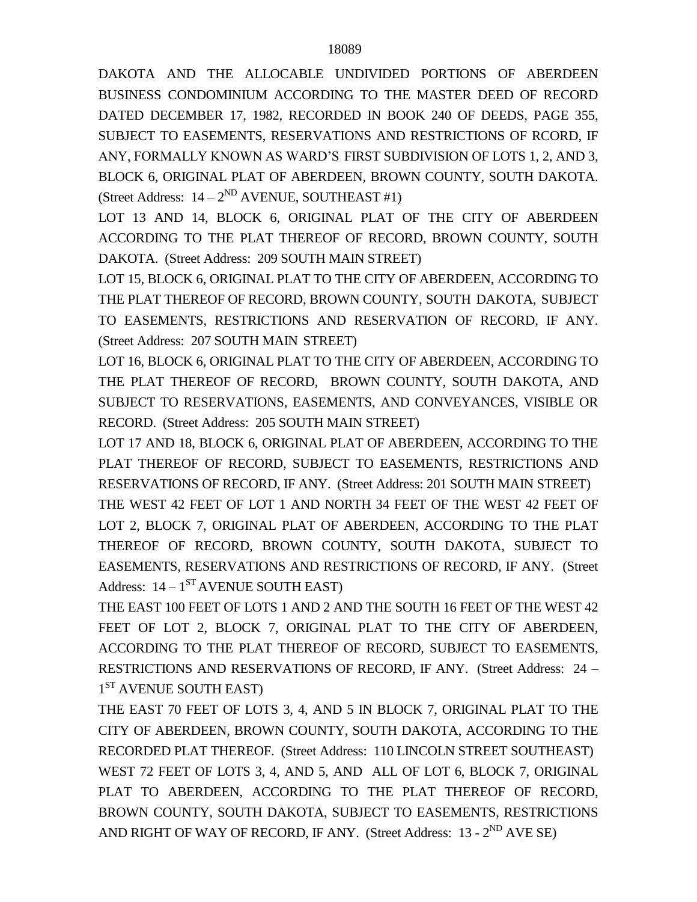DAKOTA AND THE ALLOCABLE UNDIVIDED PORTIONS OF ABERDEEN BUSINESS CONDOMINIUM ACCORDING TO THE MASTER DEED OF RECORD DATED DECEMBER 17, 1982, RECORDED IN BOOK 240 OF DEEDS, PAGE 355, SUBJECT TO EASEMENTS, RESERVATIONS AND RESTRICTIONS OF RCORD, IF ANY, FORMALLY KNOWN AS WARD'S FIRST SUBDIVISION OF LOTS 1, 2, AND 3, BLOCK 6, ORIGINAL PLAT OF ABERDEEN, BROWN COUNTY, SOUTH DAKOTA. (Street Address: 14 – 2^ND AVENUE, SOUTHEAST #1)

LOT 13 AND 14, BLOCK 6, ORIGINAL PLAT OF THE CITY OF ABERDEEN ACCORDING TO THE PLAT THEREOF OF RECORD, BROWN COUNTY, SOUTH DAKOTA. (Street Address: 209 SOUTH MAIN STREET)

LOT 15, BLOCK 6, ORIGINAL PLAT TO THE CITY OF ABERDEEN, ACCORDING TO THE PLAT THEREOF OF RECORD, BROWN COUNTY, SOUTH DAKOTA, SUBJECT TO EASEMENTS, RESTRICTIONS AND RESERVATION OF RECORD, IF ANY. (Street Address: 207 SOUTH MAIN STREET)

LOT 16, BLOCK 6, ORIGINAL PLAT TO THE CITY OF ABERDEEN, ACCORDING TO THE PLAT THEREOF OF RECORD, BROWN COUNTY, SOUTH DAKOTA, AND SUBJECT TO RESERVATIONS, EASEMENTS, AND CONVEYANCES, VISIBLE OR RECORD. (Street Address: 205 SOUTH MAIN STREET)

LOT 17 AND 18, BLOCK 6, ORIGINAL PLAT OF ABERDEEN, ACCORDING TO THE PLAT THEREOF OF RECORD, SUBJECT TO EASEMENTS, RESTRICTIONS AND RESERVATIONS OF RECORD, IF ANY. (Street Address: 201 SOUTH MAIN STREET)

THE WEST 42 FEET OF LOT 1 AND NORTH 34 FEET OF THE WEST 42 FEET OF LOT 2, BLOCK 7, ORIGINAL PLAT OF ABERDEEN, ACCORDING TO THE PLAT THEREOF OF RECORD, BROWN COUNTY, SOUTH DAKOTA, SUBJECT TO EASEMENTS, RESERVATIONS AND RESTRICTIONS OF RECORD, IF ANY. (Street Address: 14 – 1^ST AVENUE SOUTH EAST)

THE EAST 100 FEET OF LOTS 1 AND 2 AND THE SOUTH 16 FEET OF THE WEST 42 FEET OF LOT 2, BLOCK 7, ORIGINAL PLAT TO THE CITY OF ABERDEEN, ACCORDING TO THE PLAT THEREOF OF RECORD, SUBJECT TO EASEMENTS, RESTRICTIONS AND RESERVATIONS OF RECORD, IF ANY. (Street Address: 24 – 1^ST AVENUE SOUTH EAST)

THE EAST 70 FEET OF LOTS 3, 4, AND 5 IN BLOCK 7, ORIGINAL PLAT TO THE CITY OF ABERDEEN, BROWN COUNTY, SOUTH DAKOTA, ACCORDING TO THE RECORDED PLAT THEREOF. (Street Address: 110 LINCOLN STREET SOUTHEAST)

WEST 72 FEET OF LOTS 3, 4, AND 5, AND ALL OF LOT 6, BLOCK 7, ORIGINAL PLAT TO ABERDEEN, ACCORDING TO THE PLAT THEREOF OF RECORD, BROWN COUNTY, SOUTH DAKOTA, SUBJECT TO EASEMENTS, RESTRICTIONS AND RIGHT OF WAY OF RECORD, IF ANY. (Street Address: 13 - 2^ND AVE SE)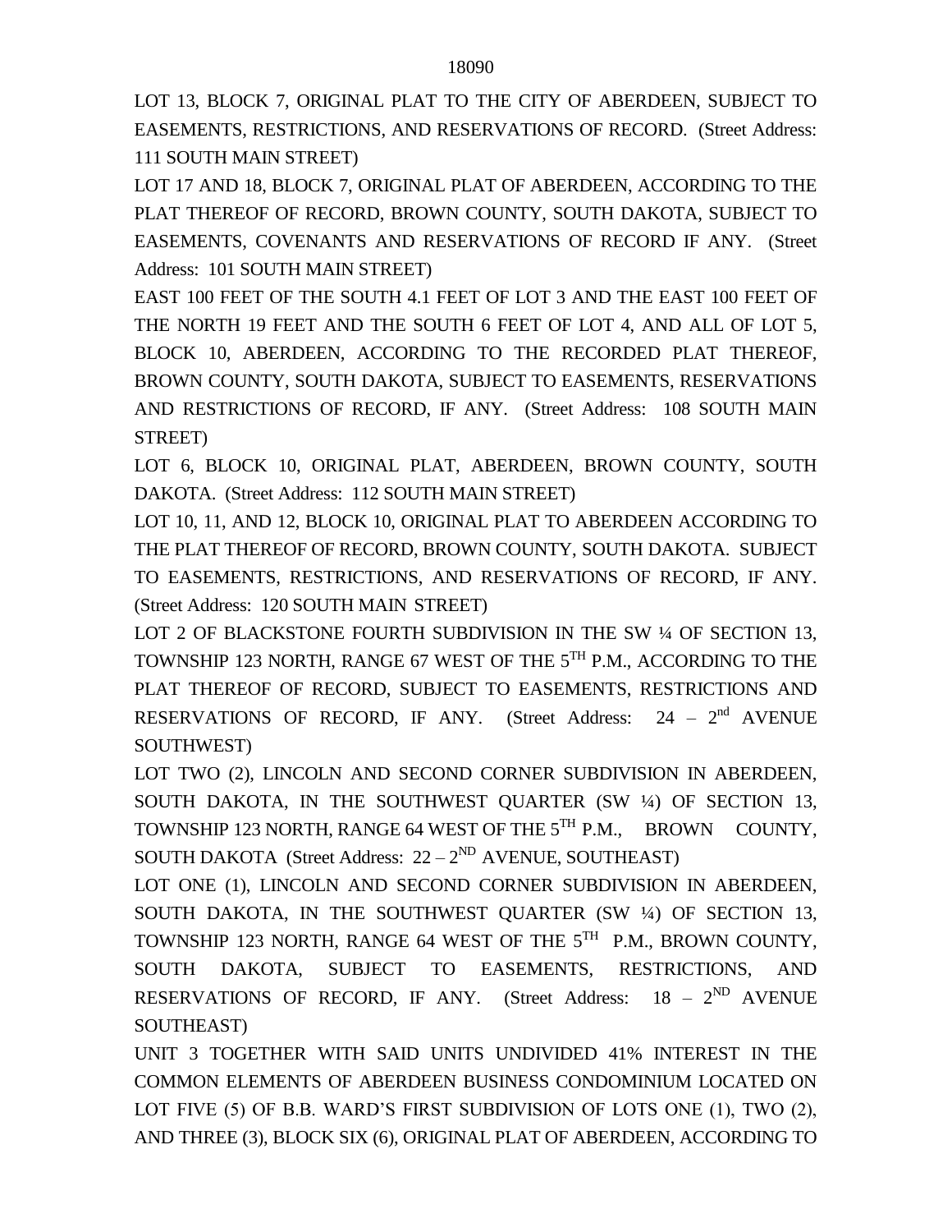18090

LOT 13, BLOCK 7, ORIGINAL PLAT TO THE CITY OF ABERDEEN, SUBJECT TO EASEMENTS, RESTRICTIONS, AND RESERVATIONS OF RECORD. (Street Address: 111 SOUTH MAIN STREET)

LOT 17 AND 18, BLOCK 7, ORIGINAL PLAT OF ABERDEEN, ACCORDING TO THE PLAT THEREOF OF RECORD, BROWN COUNTY, SOUTH DAKOTA, SUBJECT TO EASEMENTS, COVENANTS AND RESERVATIONS OF RECORD IF ANY. (Street Address: 101 SOUTH MAIN STREET)

EAST 100 FEET OF THE SOUTH 4.1 FEET OF LOT 3 AND THE EAST 100 FEET OF THE NORTH 19 FEET AND THE SOUTH 6 FEET OF LOT 4, AND ALL OF LOT 5, BLOCK 10, ABERDEEN, ACCORDING TO THE RECORDED PLAT THEREOF, BROWN COUNTY, SOUTH DAKOTA, SUBJECT TO EASEMENTS, RESERVATIONS AND RESTRICTIONS OF RECORD, IF ANY. (Street Address: 108 SOUTH MAIN STREET)

LOT 6, BLOCK 10, ORIGINAL PLAT, ABERDEEN, BROWN COUNTY, SOUTH DAKOTA. (Street Address: 112 SOUTH MAIN STREET)

LOT 10, 11, AND 12, BLOCK 10, ORIGINAL PLAT TO ABERDEEN ACCORDING TO THE PLAT THEREOF OF RECORD, BROWN COUNTY, SOUTH DAKOTA. SUBJECT TO EASEMENTS, RESTRICTIONS, AND RESERVATIONS OF RECORD, IF ANY. (Street Address: 120 SOUTH MAIN STREET)

LOT 2 OF BLACKSTONE FOURTH SUBDIVISION IN THE SW ¼ OF SECTION 13, TOWNSHIP 123 NORTH, RANGE 67 WEST OF THE 5$^{TH}$ P.M., ACCORDING TO THE PLAT THEREOF OF RECORD, SUBJECT TO EASEMENTS, RESTRICTIONS AND RESERVATIONS OF RECORD, IF ANY. (Street Address: 24 – 2$^{nd}$ AVENUE SOUTHWEST)

LOT TWO (2), LINCOLN AND SECOND CORNER SUBDIVISION IN ABERDEEN, SOUTH DAKOTA, IN THE SOUTHWEST QUARTER (SW ¼) OF SECTION 13, TOWNSHIP 123 NORTH, RANGE 64 WEST OF THE 5$^{TH}$ P.M., BROWN COUNTY, SOUTH DAKOTA (Street Address: 22 – 2$^{ND}$ AVENUE, SOUTHEAST)

LOT ONE (1), LINCOLN AND SECOND CORNER SUBDIVISION IN ABERDEEN, SOUTH DAKOTA, IN THE SOUTHWEST QUARTER (SW ¼) OF SECTION 13, TOWNSHIP 123 NORTH, RANGE 64 WEST OF THE 5$^{TH}$ P.M., BROWN COUNTY, SOUTH DAKOTA, SUBJECT TO EASEMENTS, RESTRICTIONS, AND RESERVATIONS OF RECORD, IF ANY. (Street Address: 18 – 2$^{ND}$ AVENUE SOUTHEAST)

UNIT 3 TOGETHER WITH SAID UNITS UNDIVIDED 41% INTEREST IN THE COMMON ELEMENTS OF ABERDEEN BUSINESS CONDOMINIUM LOCATED ON LOT FIVE (5) OF B.B. WARD'S FIRST SUBDIVISION OF LOTS ONE (1), TWO (2), AND THREE (3), BLOCK SIX (6), ORIGINAL PLAT OF ABERDEEN, ACCORDING TO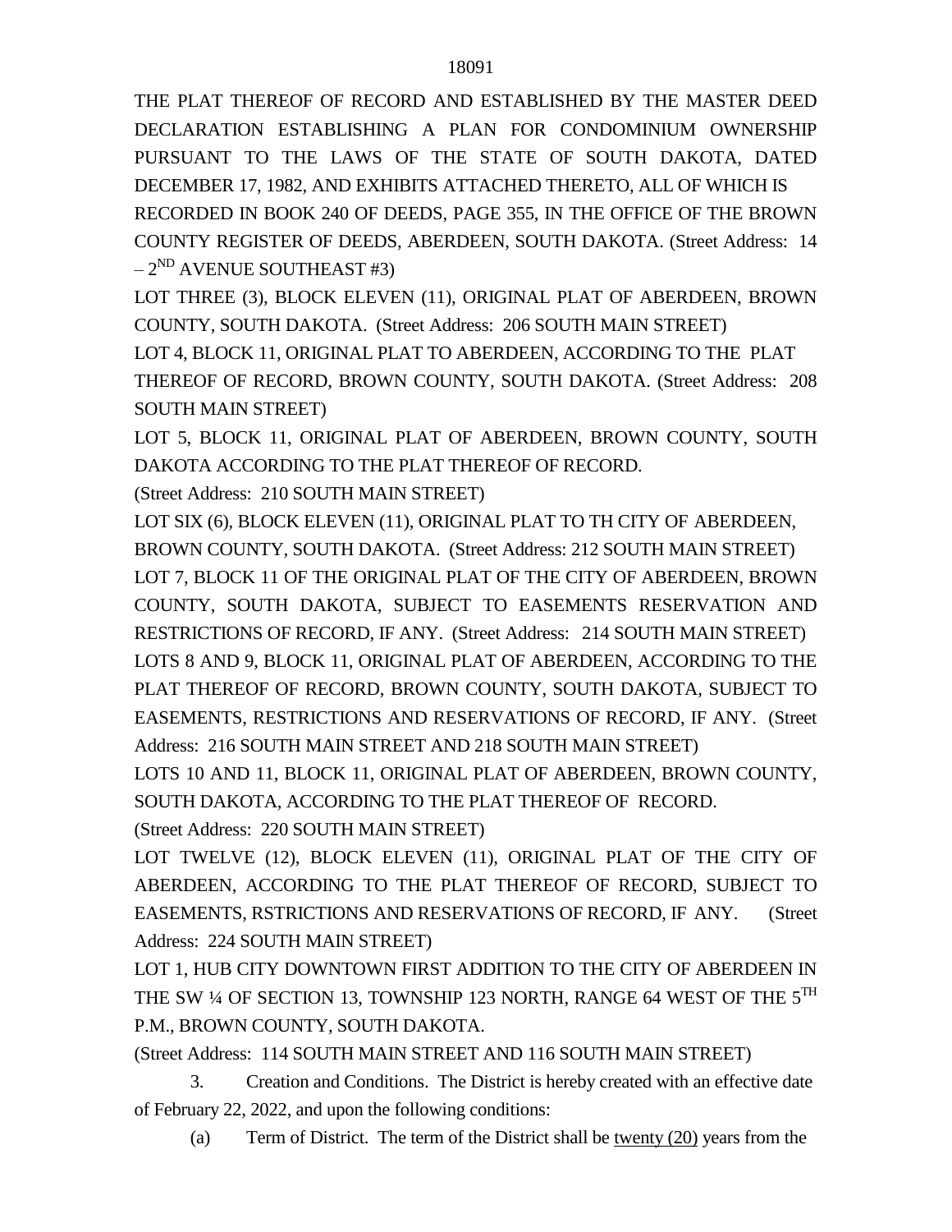THE PLAT THEREOF OF RECORD AND ESTABLISHED BY THE MASTER DEED DECLARATION ESTABLISHING A PLAN FOR CONDOMINIUM OWNERSHIP PURSUANT TO THE LAWS OF THE STATE OF SOUTH DAKOTA, DATED DECEMBER 17, 1982, AND EXHIBITS ATTACHED THERETO, ALL OF WHICH IS RECORDED IN BOOK 240 OF DEEDS, PAGE 355, IN THE OFFICE OF THE BROWN COUNTY REGISTER OF DEEDS, ABERDEEN, SOUTH DAKOTA. (Street Address: 14 – 2ND AVENUE SOUTHEAST #3)

LOT THREE (3), BLOCK ELEVEN (11), ORIGINAL PLAT OF ABERDEEN, BROWN COUNTY, SOUTH DAKOTA. (Street Address: 206 SOUTH MAIN STREET)

LOT 4, BLOCK 11, ORIGINAL PLAT TO ABERDEEN, ACCORDING TO THE PLAT THEREOF OF RECORD, BROWN COUNTY, SOUTH DAKOTA. (Street Address: 208 SOUTH MAIN STREET)

LOT 5, BLOCK 11, ORIGINAL PLAT OF ABERDEEN, BROWN COUNTY, SOUTH DAKOTA ACCORDING TO THE PLAT THEREOF OF RECORD.
(Street Address: 210 SOUTH MAIN STREET)

LOT SIX (6), BLOCK ELEVEN (11), ORIGINAL PLAT TO TH CITY OF ABERDEEN, BROWN COUNTY, SOUTH DAKOTA. (Street Address: 212 SOUTH MAIN STREET)

LOT 7, BLOCK 11 OF THE ORIGINAL PLAT OF THE CITY OF ABERDEEN, BROWN COUNTY, SOUTH DAKOTA, SUBJECT TO EASEMENTS RESERVATION AND RESTRICTIONS OF RECORD, IF ANY. (Street Address: 214 SOUTH MAIN STREET)

LOTS 8 AND 9, BLOCK 11, ORIGINAL PLAT OF ABERDEEN, ACCORDING TO THE PLAT THEREOF OF RECORD, BROWN COUNTY, SOUTH DAKOTA, SUBJECT TO EASEMENTS, RESTRICTIONS AND RESERVATIONS OF RECORD, IF ANY. (Street Address: 216 SOUTH MAIN STREET AND 218 SOUTH MAIN STREET)

LOTS 10 AND 11, BLOCK 11, ORIGINAL PLAT OF ABERDEEN, BROWN COUNTY, SOUTH DAKOTA, ACCORDING TO THE PLAT THEREOF OF RECORD.
(Street Address: 220 SOUTH MAIN STREET)

LOT TWELVE (12), BLOCK ELEVEN (11), ORIGINAL PLAT OF THE CITY OF ABERDEEN, ACCORDING TO THE PLAT THEREOF OF RECORD, SUBJECT TO EASEMENTS, RSTRICTIONS AND RESERVATIONS OF RECORD, IF ANY. (Street Address: 224 SOUTH MAIN STREET)

LOT 1, HUB CITY DOWNTOWN FIRST ADDITION TO THE CITY OF ABERDEEN IN THE SW ¼ OF SECTION 13, TOWNSHIP 123 NORTH, RANGE 64 WEST OF THE 5TH P.M., BROWN COUNTY, SOUTH DAKOTA.
(Street Address: 114 SOUTH MAIN STREET AND 116 SOUTH MAIN STREET)

3. Creation and Conditions. The District is hereby created with an effective date of February 22, 2022, and upon the following conditions:

(a) Term of District. The term of the District shall be twenty (20) years from the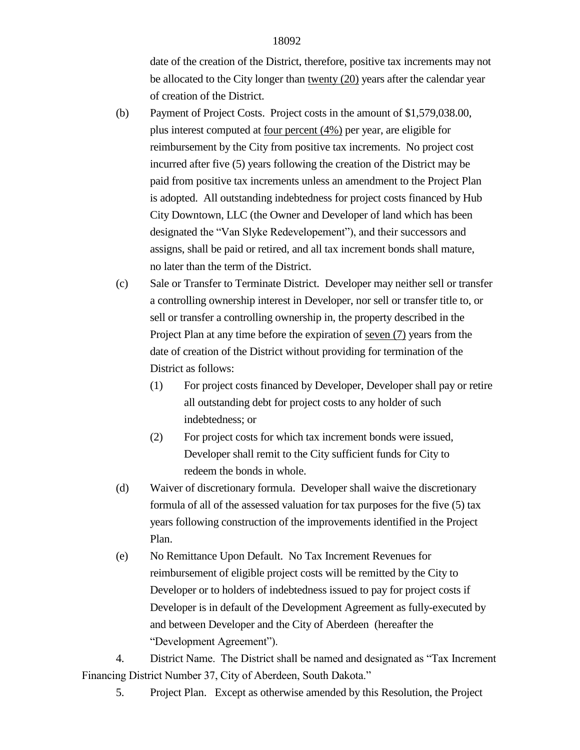date of the creation of the District, therefore, positive tax increments may not be allocated to the City longer than twenty (20) years after the calendar year of creation of the District.

(b) Payment of Project Costs. Project costs in the amount of $1,579,038.00, plus interest computed at four percent (4%) per year, are eligible for reimbursement by the City from positive tax increments. No project cost incurred after five (5) years following the creation of the District may be paid from positive tax increments unless an amendment to the Project Plan is adopted. All outstanding indebtedness for project costs financed by Hub City Downtown, LLC (the Owner and Developer of land which has been designated the "Van Slyke Redevelopement"), and their successors and assigns, shall be paid or retired, and all tax increment bonds shall mature, no later than the term of the District.

(c) Sale or Transfer to Terminate District. Developer may neither sell or transfer a controlling ownership interest in Developer, nor sell or transfer title to, or sell or transfer a controlling ownership in, the property described in the Project Plan at any time before the expiration of seven (7) years from the date of creation of the District without providing for termination of the District as follows:

   (1) For project costs financed by Developer, Developer shall pay or retire all outstanding debt for project costs to any holder of such indebtedness; or

   (2) For project costs for which tax increment bonds were issued, Developer shall remit to the City sufficient funds for City to redeem the bonds in whole.

(d) Waiver of discretionary formula. Developer shall waive the discretionary formula of all of the assessed valuation for tax purposes for the five (5) tax years following construction of the improvements identified in the Project Plan.

(e) No Remittance Upon Default. No Tax Increment Revenues for reimbursement of eligible project costs will be remitted by the City to Developer or to holders of indebtedness issued to pay for project costs if Developer is in default of the Development Agreement as fully-executed by and between Developer and the City of Aberdeen (hereafter the "Development Agreement").

4. District Name. The District shall be named and designated as "Tax Increment Financing District Number 37, City of Aberdeen, South Dakota."

5. Project Plan. Except as otherwise amended by this Resolution, the Project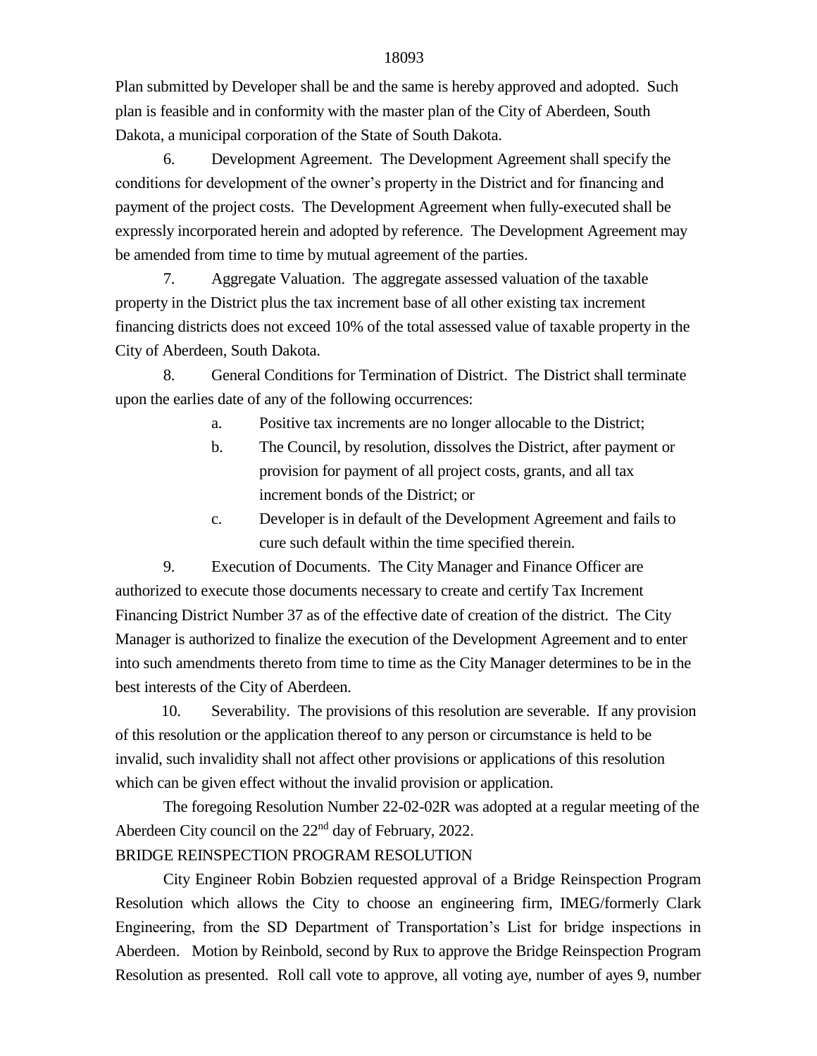Plan submitted by Developer shall be and the same is hereby approved and adopted. Such plan is feasible and in conformity with the master plan of the City of Aberdeen, South Dakota, a municipal corporation of the State of South Dakota.

6. Development Agreement. The Development Agreement shall specify the conditions for development of the owner's property in the District and for financing and payment of the project costs. The Development Agreement when fully-executed shall be expressly incorporated herein and adopted by reference. The Development Agreement may be amended from time to time by mutual agreement of the parties.

7. Aggregate Valuation. The aggregate assessed valuation of the taxable property in the District plus the tax increment base of all other existing tax increment financing districts does not exceed 10% of the total assessed value of taxable property in the City of Aberdeen, South Dakota.

8. General Conditions for Termination of District. The District shall terminate upon the earlies date of any of the following occurrences:

   a. Positive tax increments are no longer allocable to the District;

   b. The Council, by resolution, dissolves the District, after payment or provision for payment of all project costs, grants, and all tax increment bonds of the District; or

   c. Developer is in default of the Development Agreement and fails to cure such default within the time specified therein.

9. Execution of Documents. The City Manager and Finance Officer are authorized to execute those documents necessary to create and certify Tax Increment Financing District Number 37 as of the effective date of creation of the district. The City Manager is authorized to finalize the execution of the Development Agreement and to enter into such amendments thereto from time to time as the City Manager determines to be in the best interests of the City of Aberdeen.

10. Severability. The provisions of this resolution are severable. If any provision of this resolution or the application thereof to any person or circumstance is held to be invalid, such invalidity shall not affect other provisions or applications of this resolution which can be given effect without the invalid provision or application.

The foregoing Resolution Number 22-02-02R was adopted at a regular meeting of the Aberdeen City council on the 22nd day of February, 2022.

BRIDGE REINSPECTION PROGRAM RESOLUTION

City Engineer Robin Bobzien requested approval of a Bridge Reinspection Program Resolution which allows the City to choose an engineering firm, IMEG/formerly Clark Engineering, from the SD Department of Transportation's List for bridge inspections in Aberdeen. Motion by Reinbold, second by Rux to approve the Bridge Reinspection Program Resolution as presented. Roll call vote to approve, all voting aye, number of ayes 9, number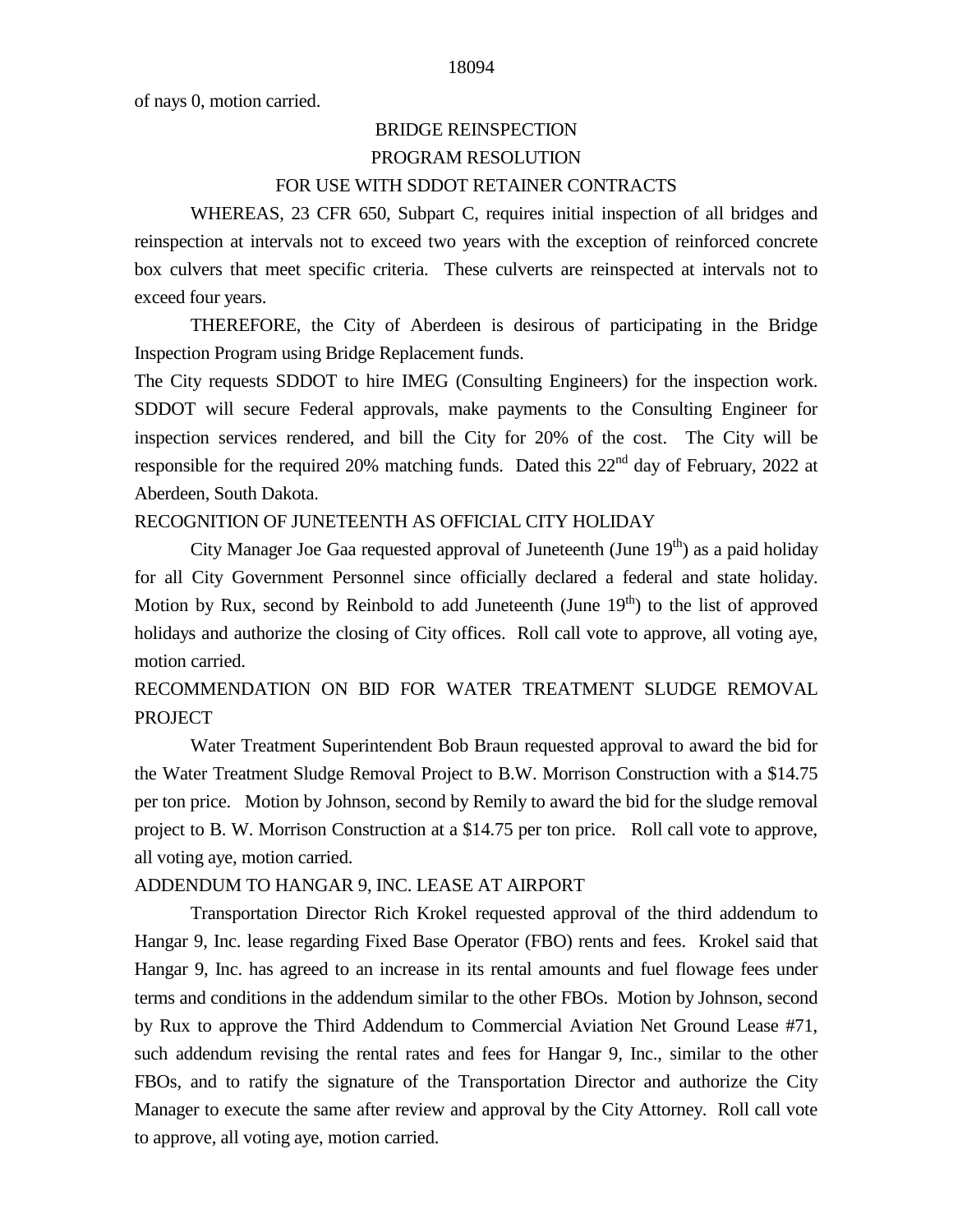of nays 0, motion carried.

BRIDGE REINSPECTION
PROGRAM RESOLUTION
FOR USE WITH SDDOT RETAINER CONTRACTS

WHEREAS, 23 CFR 650, Subpart C, requires initial inspection of all bridges and reinspection at intervals not to exceed two years with the exception of reinforced concrete box culvers that meet specific criteria. These culverts are reinspected at intervals not to exceed four years.

THEREFORE, the City of Aberdeen is desirous of participating in the Bridge Inspection Program using Bridge Replacement funds.

The City requests SDDOT to hire IMEG (Consulting Engineers) for the inspection work. SDDOT will secure Federal approvals, make payments to the Consulting Engineer for inspection services rendered, and bill the City for 20% of the cost. The City will be responsible for the required 20% matching funds. Dated this 22nd day of February, 2022 at Aberdeen, South Dakota.

RECOGNITION OF JUNETEENTH AS OFFICIAL CITY HOLIDAY

City Manager Joe Gaa requested approval of Juneteenth (June 19th) as a paid holiday for all City Government Personnel since officially declared a federal and state holiday. Motion by Rux, second by Reinbold to add Juneteenth (June 19th) to the list of approved holidays and authorize the closing of City offices. Roll call vote to approve, all voting aye, motion carried.

RECOMMENDATION ON BID FOR WATER TREATMENT SLUDGE REMOVAL PROJECT

Water Treatment Superintendent Bob Braun requested approval to award the bid for the Water Treatment Sludge Removal Project to B.W. Morrison Construction with a $14.75 per ton price. Motion by Johnson, second by Remily to award the bid for the sludge removal project to B. W. Morrison Construction at a $14.75 per ton price. Roll call vote to approve, all voting aye, motion carried.

ADDENDUM TO HANGAR 9, INC. LEASE AT AIRPORT

Transportation Director Rich Krokel requested approval of the third addendum to Hangar 9, Inc. lease regarding Fixed Base Operator (FBO) rents and fees. Krokel said that Hangar 9, Inc. has agreed to an increase in its rental amounts and fuel flowage fees under terms and conditions in the addendum similar to the other FBOs. Motion by Johnson, second by Rux to approve the Third Addendum to Commercial Aviation Net Ground Lease #71, such addendum revising the rental rates and fees for Hangar 9, Inc., similar to the other FBOs, and to ratify the signature of the Transportation Director and authorize the City Manager to execute the same after review and approval by the City Attorney. Roll call vote to approve, all voting aye, motion carried.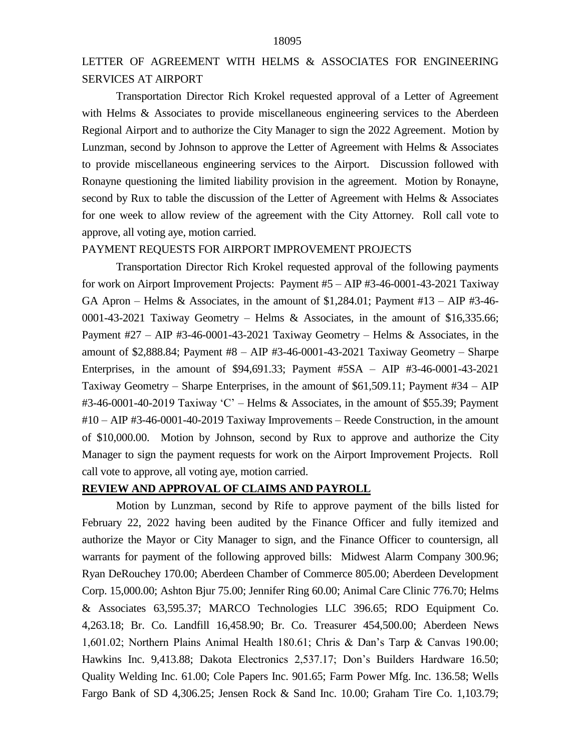LETTER OF AGREEMENT WITH HELMS & ASSOCIATES FOR ENGINEERING SERVICES AT AIRPORT

Transportation Director Rich Krokel requested approval of a Letter of Agreement with Helms & Associates to provide miscellaneous engineering services to the Aberdeen Regional Airport and to authorize the City Manager to sign the 2022 Agreement. Motion by Lunzman, second by Johnson to approve the Letter of Agreement with Helms & Associates to provide miscellaneous engineering services to the Airport. Discussion followed with Ronayne questioning the limited liability provision in the agreement. Motion by Ronayne, second by Rux to table the discussion of the Letter of Agreement with Helms & Associates for one week to allow review of the agreement with the City Attorney. Roll call vote to approve, all voting aye, motion carried.

PAYMENT REQUESTS FOR AIRPORT IMPROVEMENT PROJECTS

Transportation Director Rich Krokel requested approval of the following payments for work on Airport Improvement Projects: Payment #5 – AIP #3-46-0001-43-2021 Taxiway GA Apron – Helms & Associates, in the amount of $1,284.01; Payment #13 – AIP #3-46-0001-43-2021 Taxiway Geometry – Helms & Associates, in the amount of $16,335.66; Payment #27 – AIP #3-46-0001-43-2021 Taxiway Geometry – Helms & Associates, in the amount of $2,888.84; Payment #8 – AIP #3-46-0001-43-2021 Taxiway Geometry – Sharpe Enterprises, in the amount of $94,691.33; Payment #5SA – AIP #3-46-0001-43-2021 Taxiway Geometry – Sharpe Enterprises, in the amount of $61,509.11; Payment #34 – AIP #3-46-0001-40-2019 Taxiway 'C' – Helms & Associates, in the amount of $55.39; Payment #10 – AIP #3-46-0001-40-2019 Taxiway Improvements – Reede Construction, in the amount of $10,000.00. Motion by Johnson, second by Rux to approve and authorize the City Manager to sign the payment requests for work on the Airport Improvement Projects. Roll call vote to approve, all voting aye, motion carried.

**REVIEW AND APPROVAL OF CLAIMS AND PAYROLL**

Motion by Lunzman, second by Rife to approve payment of the bills listed for February 22, 2022 having been audited by the Finance Officer and fully itemized and authorize the Mayor or City Manager to sign, and the Finance Officer to countersign, all warrants for payment of the following approved bills: Midwest Alarm Company 300.96; Ryan DeRouchey 170.00; Aberdeen Chamber of Commerce 805.00; Aberdeen Development Corp. 15,000.00; Ashton Bjur 75.00; Jennifer Ring 60.00; Animal Care Clinic 776.70; Helms & Associates 63,595.37; MARCO Technologies LLC 396.65; RDO Equipment Co. 4,263.18; Br. Co. Landfill 16,458.90; Br. Co. Treasurer 454,500.00; Aberdeen News 1,601.02; Northern Plains Animal Health 180.61; Chris & Dan's Tarp & Canvas 190.00; Hawkins Inc. 9,413.88; Dakota Electronics 2,537.17; Don's Builders Hardware 16.50; Quality Welding Inc. 61.00; Cole Papers Inc. 901.65; Farm Power Mfg. Inc. 136.58; Wells Fargo Bank of SD 4,306.25; Jensen Rock & Sand Inc. 10.00; Graham Tire Co. 1,103.79;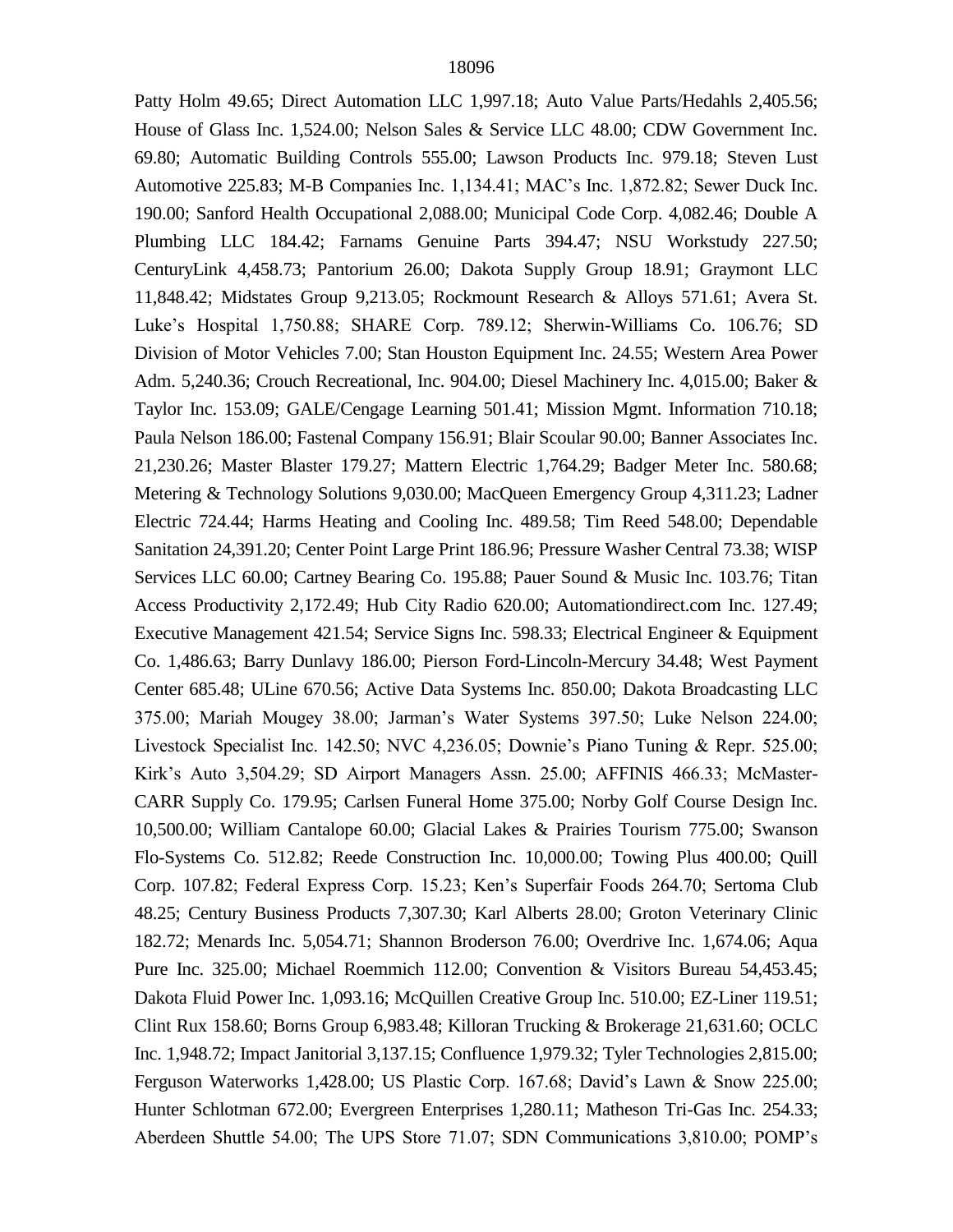Patty Holm 49.65; Direct Automation LLC 1,997.18; Auto Value Parts/Hedahls 2,405.56; House of Glass Inc. 1,524.00; Nelson Sales & Service LLC 48.00; CDW Government Inc. 69.80; Automatic Building Controls 555.00; Lawson Products Inc. 979.18; Steven Lust Automotive 225.83; M-B Companies Inc. 1,134.41; MAC's Inc. 1,872.82; Sewer Duck Inc. 190.00; Sanford Health Occupational 2,088.00; Municipal Code Corp. 4,082.46; Double A Plumbing LLC 184.42; Farnams Genuine Parts 394.47; NSU Workstudy 227.50; CenturyLink 4,458.73; Pantorium 26.00; Dakota Supply Group 18.91; Graymont LLC 11,848.42; Midstates Group 9,213.05; Rockmount Research & Alloys 571.61; Avera St. Luke's Hospital 1,750.88; SHARE Corp. 789.12; Sherwin-Williams Co. 106.76; SD Division of Motor Vehicles 7.00; Stan Houston Equipment Inc. 24.55; Western Area Power Adm. 5,240.36; Crouch Recreational, Inc. 904.00; Diesel Machinery Inc. 4,015.00; Baker & Taylor Inc. 153.09; GALE/Cengage Learning 501.41; Mission Mgmt. Information 710.18; Paula Nelson 186.00; Fastenal Company 156.91; Blair Scoular 90.00; Banner Associates Inc. 21,230.26; Master Blaster 179.27; Mattern Electric 1,764.29; Badger Meter Inc. 580.68; Metering & Technology Solutions 9,030.00; MacQueen Emergency Group 4,311.23; Ladner Electric 724.44; Harms Heating and Cooling Inc. 489.58; Tim Reed 548.00; Dependable Sanitation 24,391.20; Center Point Large Print 186.96; Pressure Washer Central 73.38; WISP Services LLC 60.00; Cartney Bearing Co. 195.88; Pauer Sound & Music Inc. 103.76; Titan Access Productivity 2,172.49; Hub City Radio 620.00; Automationdirect.com Inc. 127.49; Executive Management 421.54; Service Signs Inc. 598.33; Electrical Engineer & Equipment Co. 1,486.63; Barry Dunlavy 186.00; Pierson Ford-Lincoln-Mercury 34.48; West Payment Center 685.48; ULine 670.56; Active Data Systems Inc. 850.00; Dakota Broadcasting LLC 375.00; Mariah Mougey 38.00; Jarman's Water Systems 397.50; Luke Nelson 224.00; Livestock Specialist Inc. 142.50; NVC 4,236.05; Downie's Piano Tuning & Repr. 525.00; Kirk's Auto 3,504.29; SD Airport Managers Assn. 25.00; AFFINIS 466.33; McMaster-CARR Supply Co. 179.95; Carlsen Funeral Home 375.00; Norby Golf Course Design Inc. 10,500.00; William Cantalope 60.00; Glacial Lakes & Prairies Tourism 775.00; Swanson Flo-Systems Co. 512.82; Reede Construction Inc. 10,000.00; Towing Plus 400.00; Quill Corp. 107.82; Federal Express Corp. 15.23; Ken's Superfair Foods 264.70; Sertoma Club 48.25; Century Business Products 7,307.30; Karl Alberts 28.00; Groton Veterinary Clinic 182.72; Menards Inc. 5,054.71; Shannon Broderson 76.00; Overdrive Inc. 1,674.06; Aqua Pure Inc. 325.00; Michael Roemmich 112.00; Convention & Visitors Bureau 54,453.45; Dakota Fluid Power Inc. 1,093.16; McQuillen Creative Group Inc. 510.00; EZ-Liner 119.51; Clint Rux 158.60; Borns Group 6,983.48; Killoran Trucking & Brokerage 21,631.60; OCLC Inc. 1,948.72; Impact Janitorial 3,137.15; Confluence 1,979.32; Tyler Technologies 2,815.00; Ferguson Waterworks 1,428.00; US Plastic Corp. 167.68; David's Lawn & Snow 225.00; Hunter Schlotman 672.00; Evergreen Enterprises 1,280.11; Matheson Tri-Gas Inc. 254.33; Aberdeen Shuttle 54.00; The UPS Store 71.07; SDN Communications 3,810.00; POMP's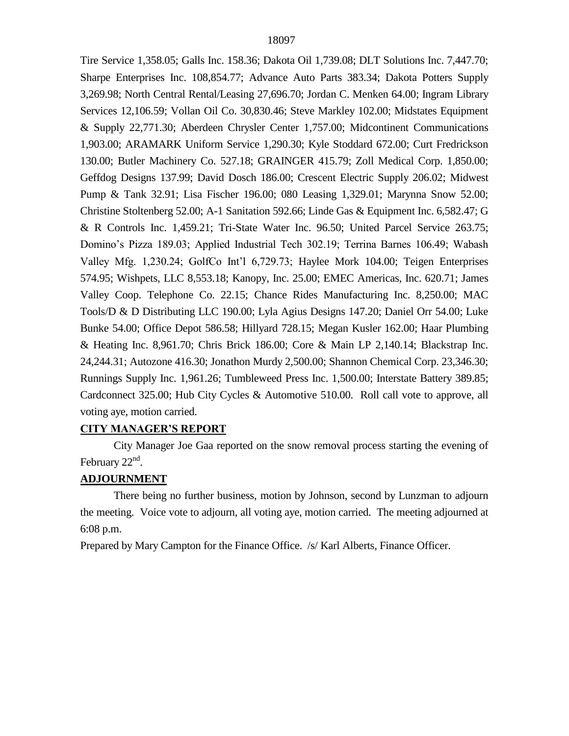Tire Service 1,358.05; Galls Inc. 158.36; Dakota Oil 1,739.08; DLT Solutions Inc. 7,447.70; Sharpe Enterprises Inc. 108,854.77; Advance Auto Parts 383.34; Dakota Potters Supply 3,269.98; North Central Rental/Leasing 27,696.70; Jordan C. Menken 64.00; Ingram Library Services 12,106.59; Vollan Oil Co. 30,830.46; Steve Markley 102.00; Midstates Equipment & Supply 22,771.30; Aberdeen Chrysler Center 1,757.00; Midcontinent Communications 1,903.00; ARAMARK Uniform Service 1,290.30; Kyle Stoddard 672.00; Curt Fredrickson 130.00; Butler Machinery Co. 527.18; GRAINGER 415.79; Zoll Medical Corp. 1,850.00; Geffdog Designs 137.99; David Dosch 186.00; Crescent Electric Supply 206.02; Midwest Pump & Tank 32.91; Lisa Fischer 196.00; 080 Leasing 1,329.01; Marynna Snow 52.00; Christine Stoltenberg 52.00; A-1 Sanitation 592.66; Linde Gas & Equipment Inc. 6,582.47; G & R Controls Inc. 1,459.21; Tri-State Water Inc. 96.50; United Parcel Service 263.75; Domino's Pizza 189.03; Applied Industrial Tech 302.19; Terrina Barnes 106.49; Wabash Valley Mfg. 1,230.24; GolfCo Int'l 6,729.73; Haylee Mork 104.00; Teigen Enterprises 574.95; Wishpets, LLC 8,553.18; Kanopy, Inc. 25.00; EMEC Americas, Inc. 620.71; James Valley Coop. Telephone Co. 22.15; Chance Rides Manufacturing Inc. 8,250.00; MAC Tools/D & D Distributing LLC 190.00; Lyla Agius Designs 147.20; Daniel Orr 54.00; Luke Bunke 54.00; Office Depot 586.58; Hillyard 728.15; Megan Kusler 162.00; Haar Plumbing & Heating Inc. 8,961.70; Chris Brick 186.00; Core & Main LP 2,140.14; Blackstrap Inc. 24,244.31; Autozone 416.30; Jonathon Murdy 2,500.00; Shannon Chemical Corp. 23,346.30; Runnings Supply Inc. 1,961.26; Tumbleweed Press Inc. 1,500.00; Interstate Battery 389.85; Cardconnect 325.00; Hub City Cycles & Automotive 510.00. Roll call vote to approve, all voting aye, motion carried.

**CITY MANAGER'S REPORT**

City Manager Joe Gaa reported on the snow removal process starting the evening of February 22nd.

**ADJOURNMENT**

There being no further business, motion by Johnson, second by Lunzman to adjourn the meeting. Voice vote to adjourn, all voting aye, motion carried. The meeting adjourned at 6:08 p.m.

Prepared by Mary Campton for the Finance Office. /s/ Karl Alberts, Finance Officer.